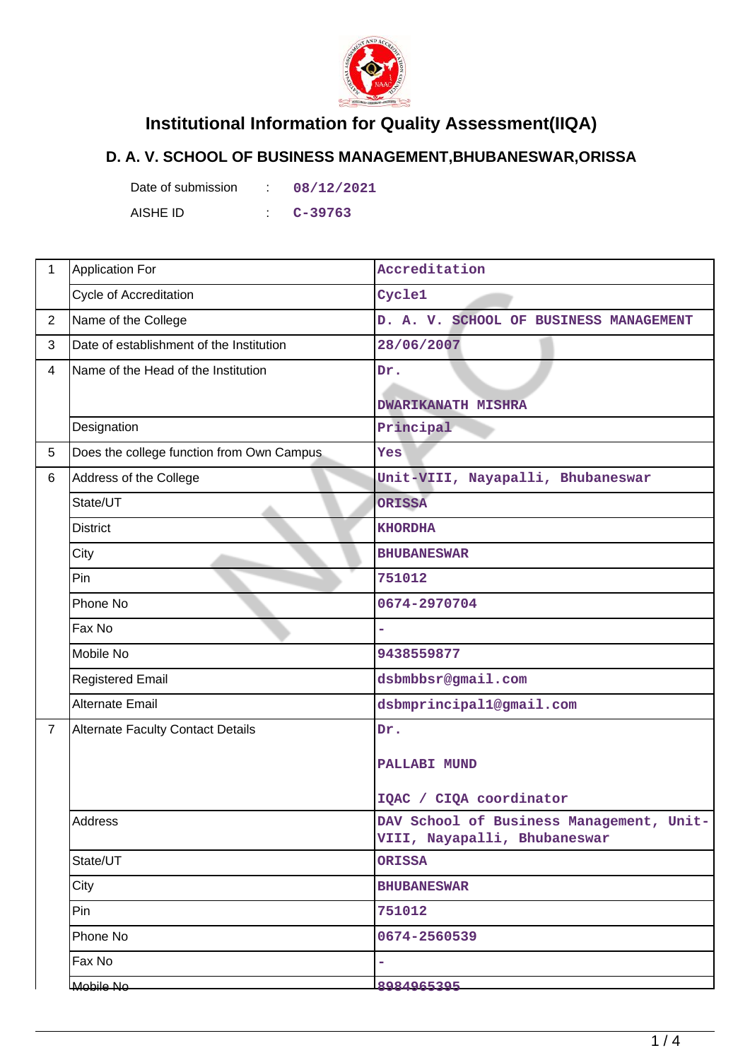# Institutional Information for Quality Assessment(IIQA)

## D. A. V. SCHOOL OF BUSINESS MANAGEMENT,BHUBANESWAR,ORISSA

Date of submission : 08/12/2021

AISHE ID : C-39763

| | | |
|---|---|---|
| 1 | Application For | Accreditation |
| | Cycle of Accreditation | Cycle1 |
| 2 | Name of the College | D. A. V. SCHOOL OF BUSINESS MANAGEMENT |
| 3 | Date of establishment of the Institution | 28/06/2007 |
| 4 | Name of the Head of the Institution | Dr.<br><br>DWARIKANATH MISHRA |
| | Designation | Principal |
| 5 | Does the college function from Own Campus | Yes |
| 6 | Address of the College | Unit-VIII, Nayapalli, Bhubaneswar |
| | State/UT | ORISSA |
| | District | KHORDHA |
| | City | BHUBANESWAR |
| | Pin | 751012 |
| | Phone No | 0674-2970704 |
| | Fax No | - |
| | Mobile No | 9438559877 |
| | Registered Email | dsbmbbsr@gmail.com |
| | Alternate Email | dsbmprincipal1@gmail.com |
| 7 | Alternate Faculty Contact Details | Dr.<br><br>PALLABI MUND<br><br>IQAC / CIQA coordinator |
| | Address | DAV School of Business Management, Unit-VIII, Nayapalli, Bhubaneswar |
| | State/UT | ORISSA |
| | City | BHUBANESWAR |
| | Pin | 751012 |
| | Phone No | 0674-2560539 |
| | Fax No | - |
| | Mobile No | 8984965395 |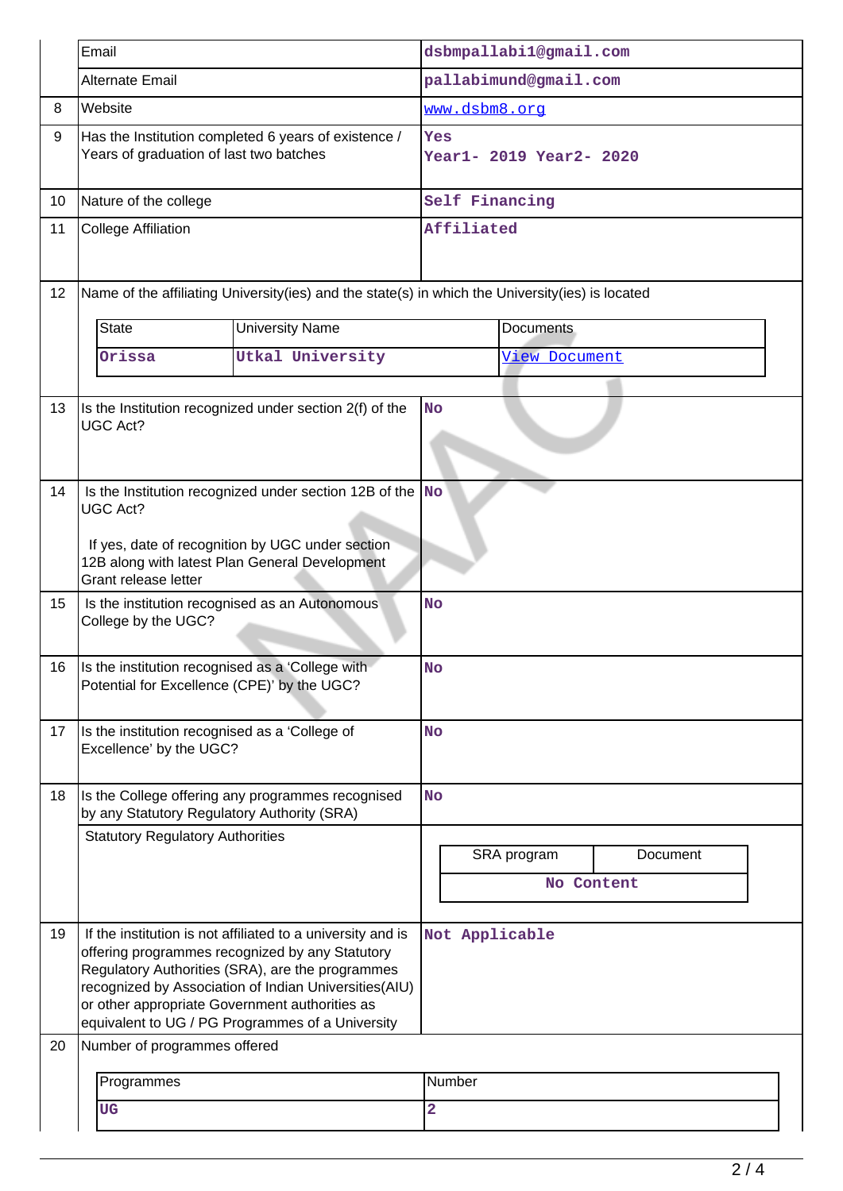|  |  |  |
|---|---|---|
|  | Email | dsbmpallabi1@gmail.com |
|  | Alternate Email | pallabimund@gmail.com |
| 8 | Website | www.dsbm8.org |
| 9 | Has the Institution completed 6 years of existence / Years of graduation of last two batches | Yes<br>Year1- 2019 Year2- 2020 |
| 10 | Nature of the college | Self Financing |
| 11 | College Affiliation | Affiliated |

12 Name of the affiliating University(ies) and the state(s) in which the University(ies) is located

| State | University Name | Documents |
|---|---|---|
| Orissa | Utkal University | View Document |

|  |  |  |
|---|---|---|
| 13 | Is the Institution recognized under section 2(f) of the UGC Act? | No |
| 14 | Is the Institution recognized under section 12B of the UGC Act?<br><br>If yes, date of recognition by UGC under section 12B along with latest Plan General Development Grant release letter | No |
| 15 | Is the institution recognised as an Autonomous College by the UGC? | No |
| 16 | Is the institution recognised as a 'College with Potential for Excellence (CPE)' by the UGC? | No |
| 17 | Is the institution recognised as a 'College of Excellence' by the UGC? | No |
| 18 | Is the College offering any programmes recognised by any Statutory Regulatory Authority (SRA) | No |
|  | Statutory Regulatory Authorities |  |

| SRA program | Document |
|---|---|
| No Content | |

|  |  |  |
|---|---|---|
| 19 | If the institution is not affiliated to a university and is offering programmes recognized by any Statutory Regulatory Authorities (SRA), are the programmes recognized by Association of Indian Universities(AIU) or other appropriate Government authorities as equivalent to UG / PG Programmes of a University | Not Applicable |

20 Number of programmes offered

| Programmes | Number |
|---|---|
| UG | 2 |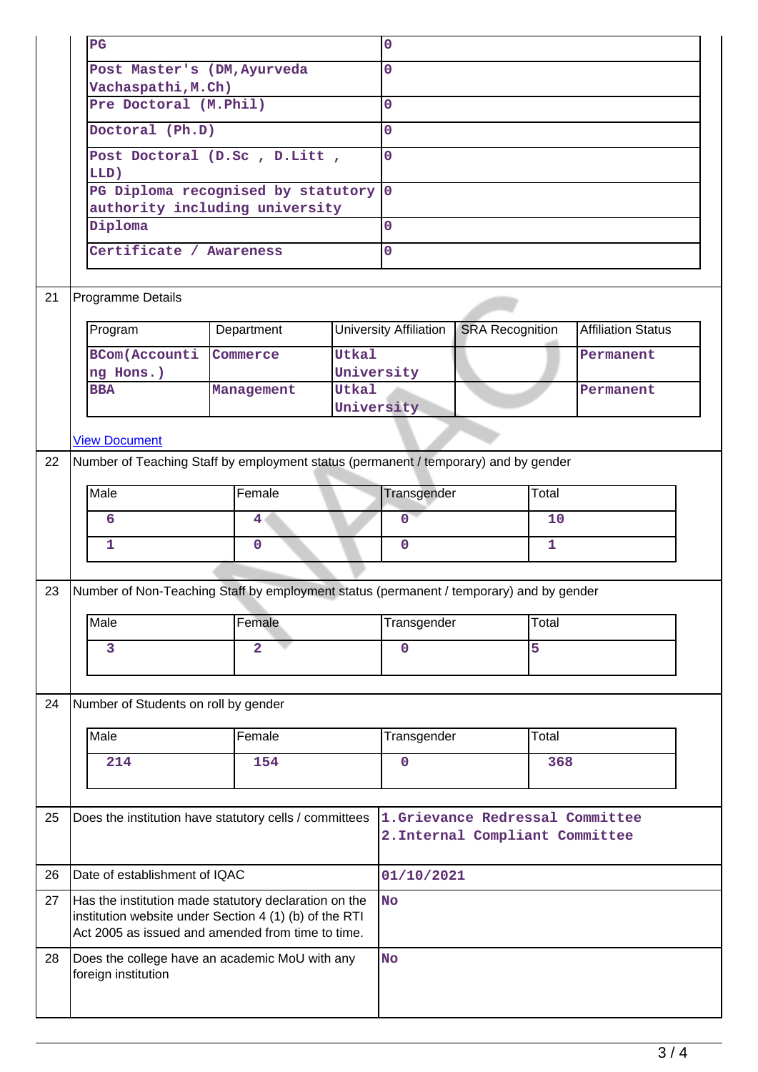| | |
|---|---|
| PG | 0 |
| Post Master's (DM,Ayurveda Vachaspathi,M.Ch) | 0 |
| Pre Doctoral (M.Phil) | 0 |
| Doctoral (Ph.D) | 0 |
| Post Doctoral (D.Sc , D.Litt , LLD) | 0 |
| PG Diploma recognised by statutory authority including university | 0 |
| Diploma | 0 |
| Certificate / Awareness | 0 |

**21** Programme Details

| Program | Department | University Affiliation | SRA Recognition | Affiliation Status |
|---|---|---|---|---|
| BCom(Accounting Hons.) | Commerce | Utkal University | | Permanent |
| BBA | Management | Utkal University | | Permanent |

View Document

**22** Number of Teaching Staff by employment status (permanent / temporary) and by gender

| Male | Female | Transgender | Total |
|---|---|---|---|
| 6 | 4 | 0 | 10 |
| 1 | 0 | 0 | 1 |

**23** Number of Non-Teaching Staff by employment status (permanent / temporary) and by gender

| Male | Female | Transgender | Total |
|---|---|---|---|
| 3 | 2 | 0 | 5 |

**24** Number of Students on roll by gender

| Male | Female | Transgender | Total |
|---|---|---|---|
| 214 | 154 | 0 | 368 |

| | | |
|---|---|---|
| 25 | Does the institution have statutory cells / committees | 1.Grievance Redressal Committee<br>2.Internal Compliant Committee |
| 26 | Date of establishment of IQAC | 01/10/2021 |
| 27 | Has the institution made statutory declaration on the institution website under Section 4 (1) (b) of the RTI Act 2005 as issued and amended from time to time. | No |
| 28 | Does the college have an academic MoU with any foreign institution | No |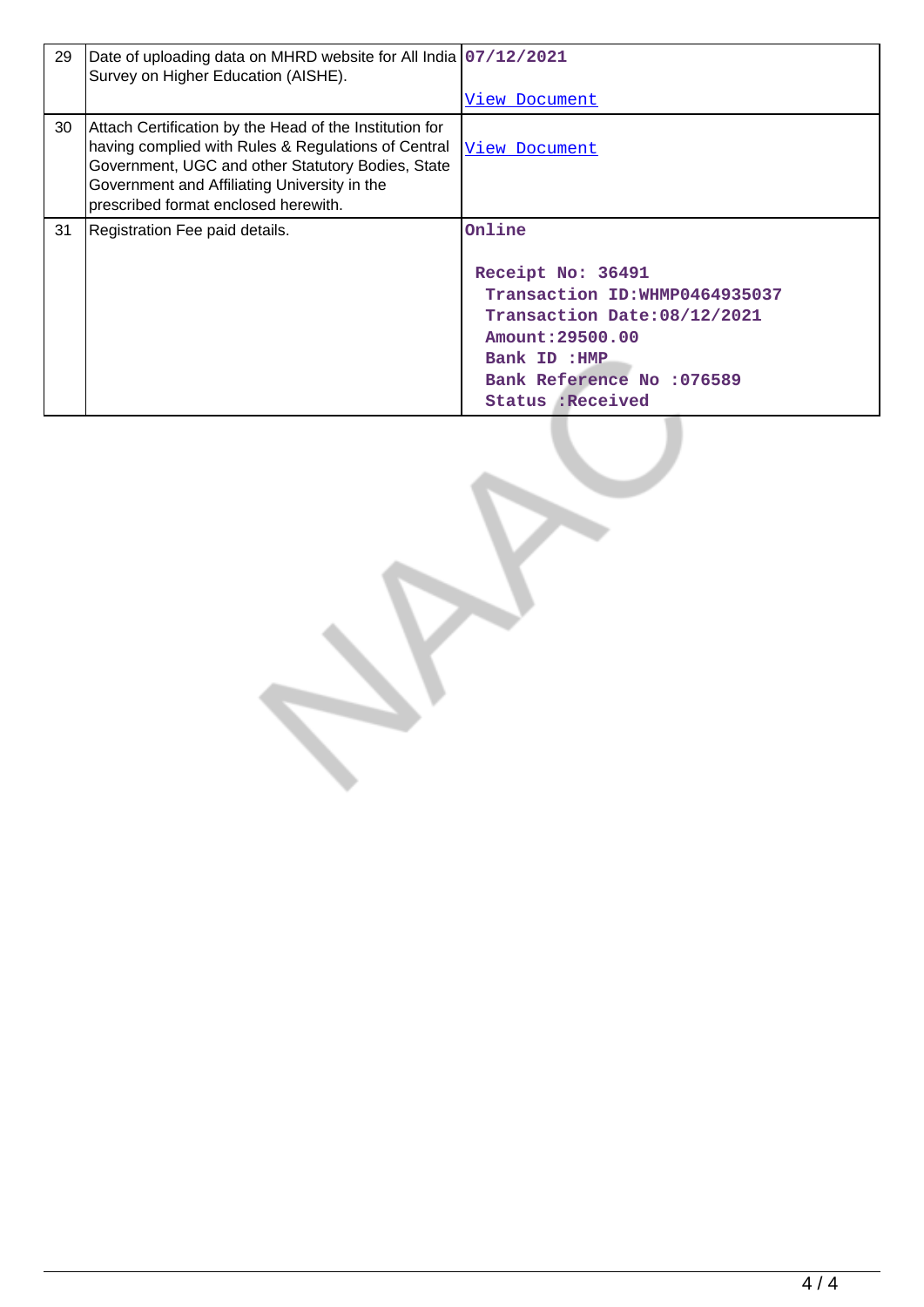| | | |
|---|---|---|
| 29 | Date of uploading data on MHRD website for All India Survey on Higher Education (AISHE). | 07/12/2021<br><br>View Document |
| 30 | Attach Certification by the Head of the Institution for having complied with Rules & Regulations of Central Government, UGC and other Statutory Bodies, State Government and Affiliating University in the prescribed format enclosed herewith. | View Document |
| 31 | Registration Fee paid details. | Online<br><br>Receipt No: 36491<br>Transaction ID:WHMP0464935037<br>Transaction Date:08/12/2021<br>Amount:29500.00<br>Bank ID :HMP<br>Bank Reference No :076589<br>Status :Received |